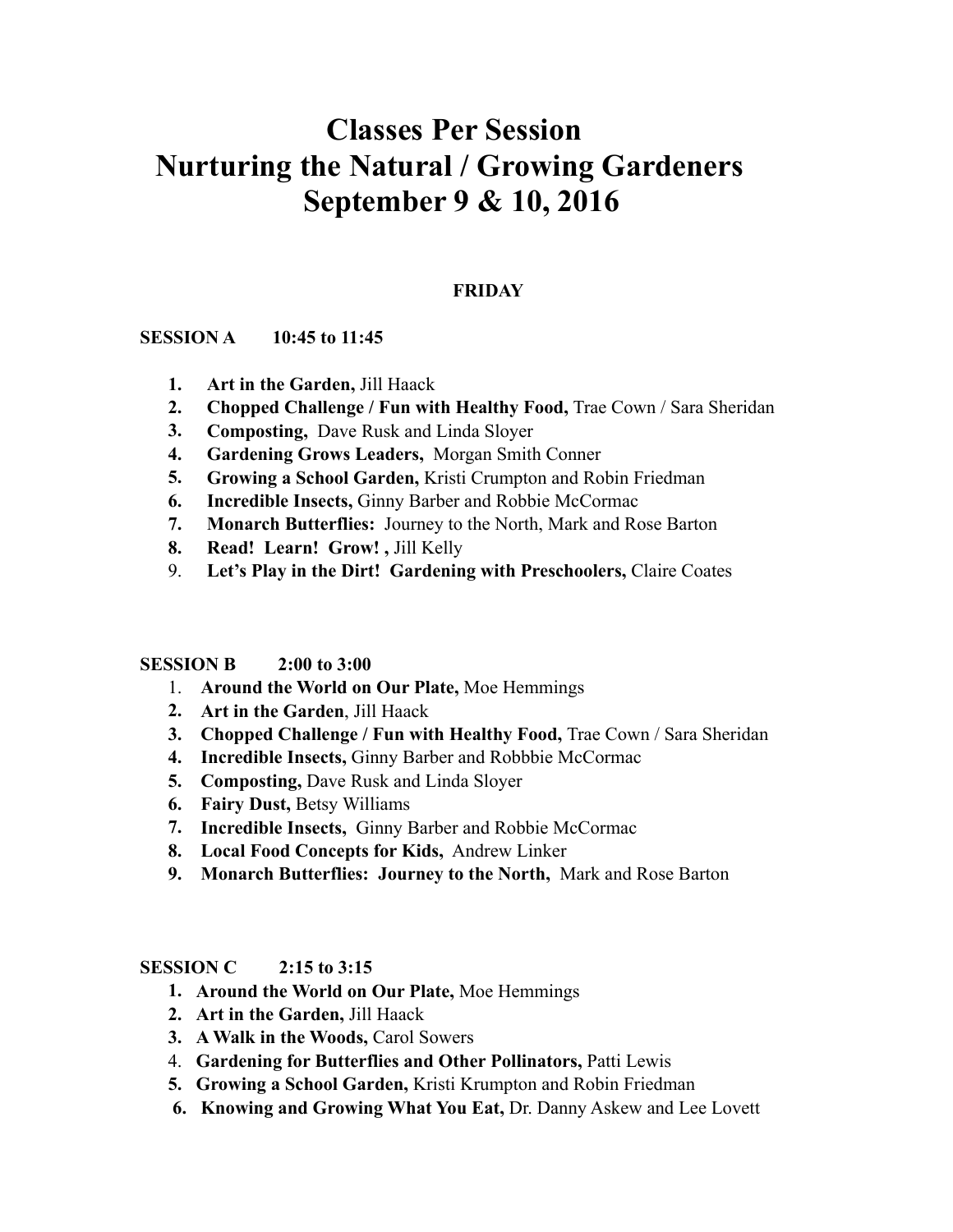# Classes Per Session
# Nurturing the Natural / Growing Gardeners
# September 9 & 10, 2016

**FRIDAY**

**SESSION A 10:45 to 11:45**

1. **Art in the Garden,** Jill Haack
2. **Chopped Challenge / Fun with Healthy Food,** Trae Cown / Sara Sheridan
3. **Composting,** Dave Rusk and Linda Sloyer
4. **Gardening Grows Leaders,** Morgan Smith Conner
5. **Growing a School Garden,** Kristi Crumpton and Robin Friedman
6. **Incredible Insects,** Ginny Barber and Robbie McCormac
7. **Monarch Butterflies:** Journey to the North, Mark and Rose Barton
8. **Read! Learn! Grow! ,** Jill Kelly
9. **Let's Play in the Dirt! Gardening with Preschoolers,** Claire Coates

**SESSION B 2:00 to 3:00**

1. **Around the World on Our Plate,** Moe Hemmings
2. **Art in the Garden**, Jill Haack
3. **Chopped Challenge / Fun with Healthy Food,** Trae Cown / Sara Sheridan
4. **Incredible Insects,** Ginny Barber and Robbbie McCormac
5. **Composting,** Dave Rusk and Linda Sloyer
6. **Fairy Dust,** Betsy Williams
7. **Incredible Insects,** Ginny Barber and Robbie McCormac
8. **Local Food Concepts for Kids,** Andrew Linker
9. **Monarch Butterflies: Journey to the North,** Mark and Rose Barton

**SESSION C 2:15 to 3:15**

1. **Around the World on Our Plate,** Moe Hemmings
2. **Art in the Garden,** Jill Haack
3. **A Walk in the Woods,** Carol Sowers
4. **Gardening for Butterflies and Other Pollinators,** Patti Lewis
5. **Growing a School Garden,** Kristi Krumpton and Robin Friedman
6. **Knowing and Growing What You Eat,** Dr. Danny Askew and Lee Lovett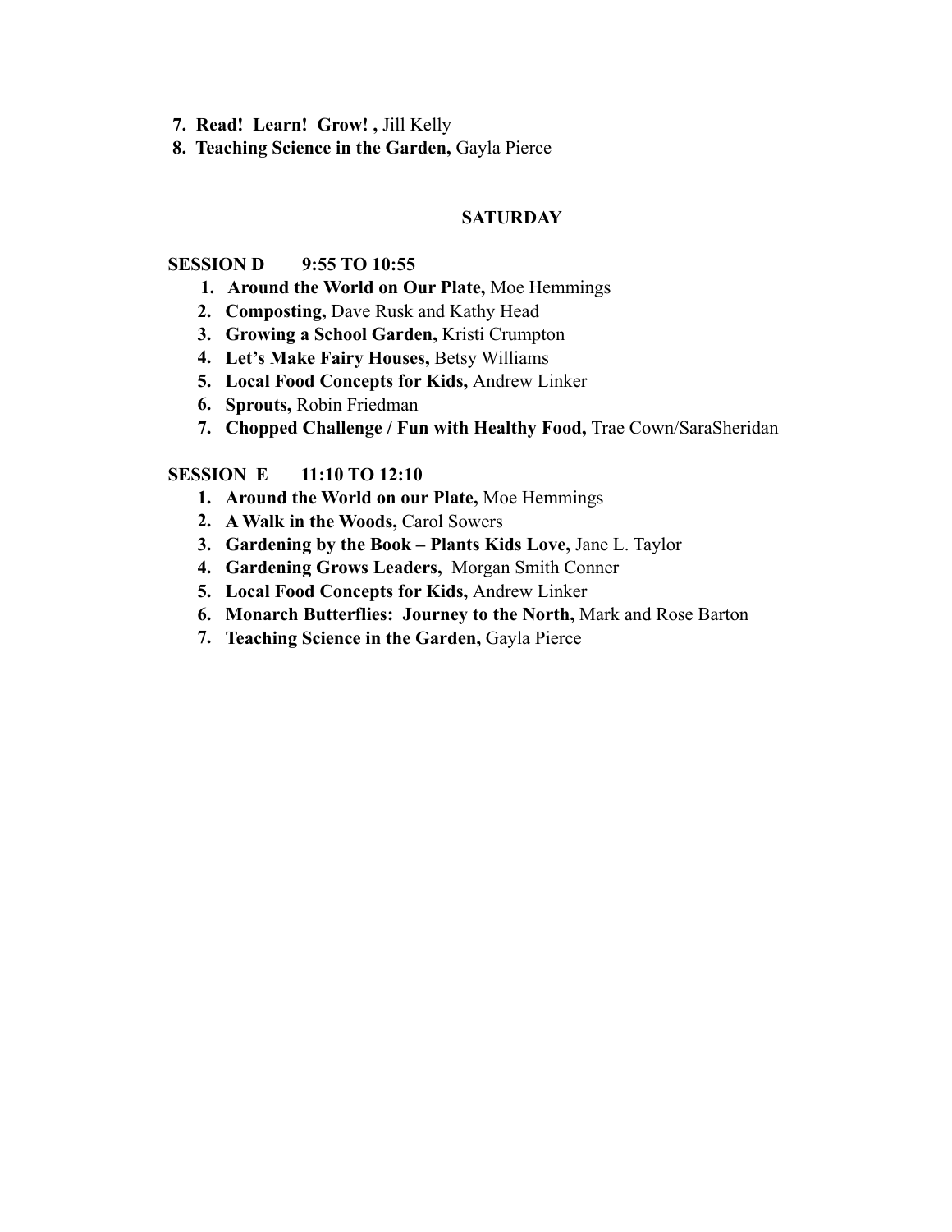7. **Read! Learn! Grow! ,** Jill Kelly
8. **Teaching Science in the Garden,** Gayla Pierce

## SATURDAY

### SESSION D 9:55 TO 10:55

1. **Around the World on Our Plate,** Moe Hemmings
2. **Composting,** Dave Rusk and Kathy Head
3. **Growing a School Garden,** Kristi Crumpton
4. **Let's Make Fairy Houses,** Betsy Williams
5. **Local Food Concepts for Kids,** Andrew Linker
6. **Sprouts,** Robin Friedman
7. **Chopped Challenge / Fun with Healthy Food,** Trae Cown/SaraSheridan

### SESSION E 11:10 TO 12:10

1. **Around the World on our Plate,** Moe Hemmings
2. **A Walk in the Woods,** Carol Sowers
3. **Gardening by the Book – Plants Kids Love,** Jane L. Taylor
4. **Gardening Grows Leaders,** Morgan Smith Conner
5. **Local Food Concepts for Kids,** Andrew Linker
6. **Monarch Butterflies: Journey to the North,** Mark and Rose Barton
7. **Teaching Science in the Garden,** Gayla Pierce